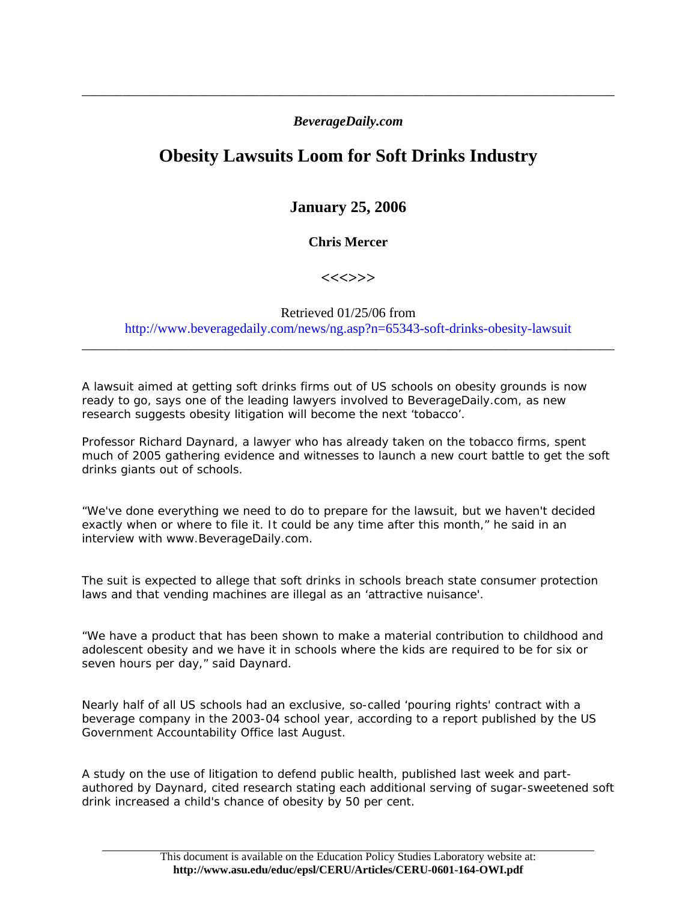*BeverageDaily.com*

# Obesity Lawsuits Loom for Soft Drinks Industry

## January 25, 2006

### Chris Mercer

<<<>>>

Retrieved 01/25/06 from
http://www.beveragedaily.com/news/ng.asp?n=65343-soft-drinks-obesity-lawsuit

---

A lawsuit aimed at getting soft drinks firms out of US schools on obesity grounds is now ready to go, says one of the leading lawyers involved to BeverageDaily.com, as new research suggests obesity litigation will become the next 'tobacco'.

Professor Richard Daynard, a lawyer who has already taken on the tobacco firms, spent much of 2005 gathering evidence and witnesses to launch a new court battle to get the soft drinks giants out of schools.

"We've done everything we need to do to prepare for the lawsuit, but we haven't decided exactly when or where to file it. It could be any time after this month," he said in an interview with www.BeverageDaily.com.

The suit is expected to allege that soft drinks in schools breach state consumer protection laws and that vending machines are illegal as an 'attractive nuisance'.

"We have a product that has been shown to make a material contribution to childhood and adolescent obesity and we have it in schools where the kids are required to be for six or seven hours per day," said Daynard.

Nearly half of all US schools had an exclusive, so-called 'pouring rights' contract with a beverage company in the 2003-04 school year, according to a report published by the US Government Accountability Office last August.

A study on the use of litigation to defend public health, published last week and part-authored by Daynard, cited research stating each additional serving of sugar-sweetened soft drink increased a child's chance of obesity by 50 per cent.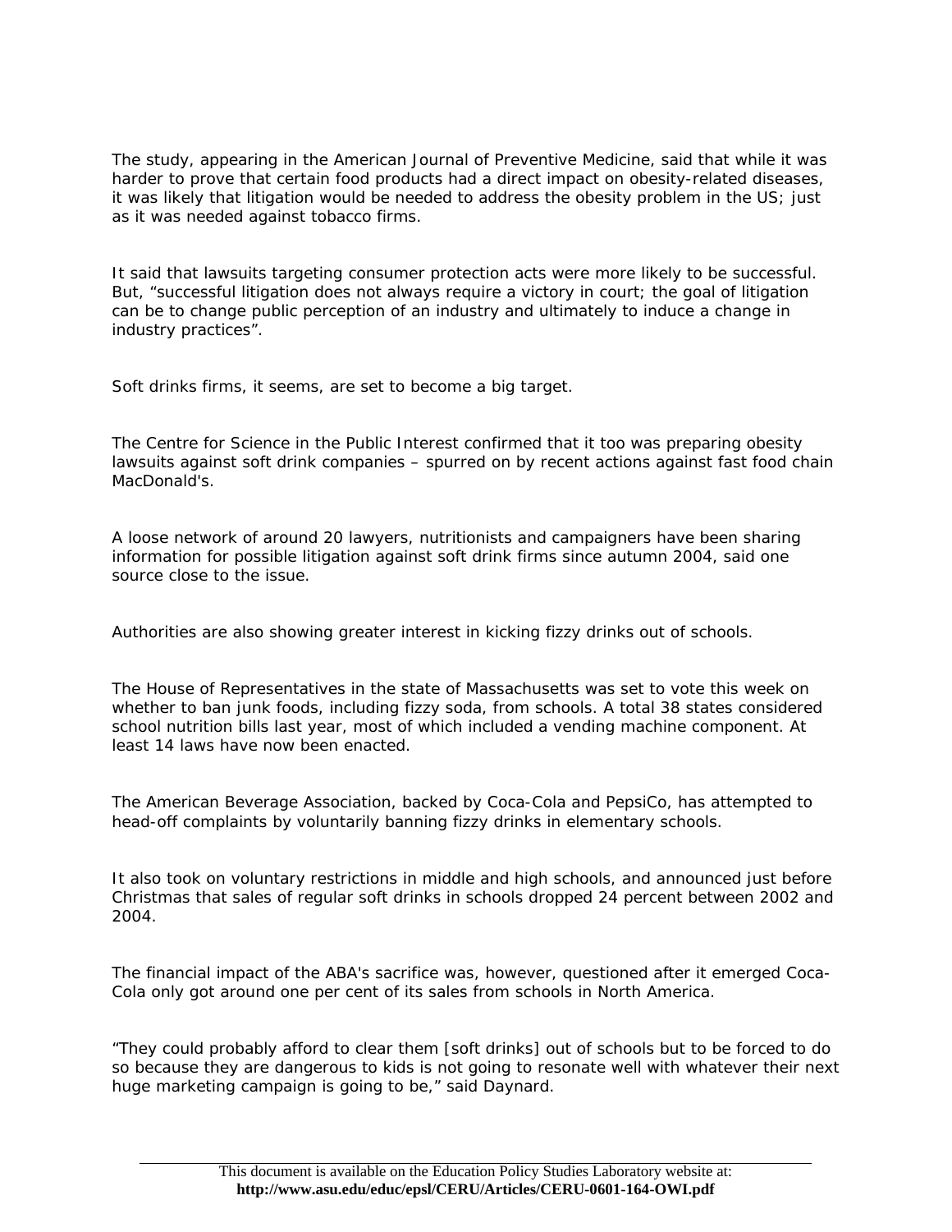The study, appearing in the American Journal of Preventive Medicine, said that while it was harder to prove that certain food products had a direct impact on obesity-related diseases, it was likely that litigation would be needed to address the obesity problem in the US; just as it was needed against tobacco firms.

It said that lawsuits targeting consumer protection acts were more likely to be successful. But, “successful litigation does not always require a victory in court; the goal of litigation can be to change public perception of an industry and ultimately to induce a change in industry practices”.

Soft drinks firms, it seems, are set to become a big target.

The Centre for Science in the Public Interest confirmed that it too was preparing obesity lawsuits against soft drink companies – spurred on by recent actions against fast food chain MacDonald's.

A loose network of around 20 lawyers, nutritionists and campaigners have been sharing information for possible litigation against soft drink firms since autumn 2004, said one source close to the issue.

Authorities are also showing greater interest in kicking fizzy drinks out of schools.

The House of Representatives in the state of Massachusetts was set to vote this week on whether to ban junk foods, including fizzy soda, from schools. A total 38 states considered school nutrition bills last year, most of which included a vending machine component. At least 14 laws have now been enacted.

The American Beverage Association, backed by Coca-Cola and PepsiCo, has attempted to head-off complaints by voluntarily banning fizzy drinks in elementary schools.

It also took on voluntary restrictions in middle and high schools, and announced just before Christmas that sales of regular soft drinks in schools dropped 24 percent between 2002 and 2004.

The financial impact of the ABA's sacrifice was, however, questioned after it emerged Coca-Cola only got around one per cent of its sales from schools in North America.

“They could probably afford to clear them [soft drinks] out of schools but to be forced to do so because they are dangerous to kids is not going to resonate well with whatever their next huge marketing campaign is going to be,” said Daynard.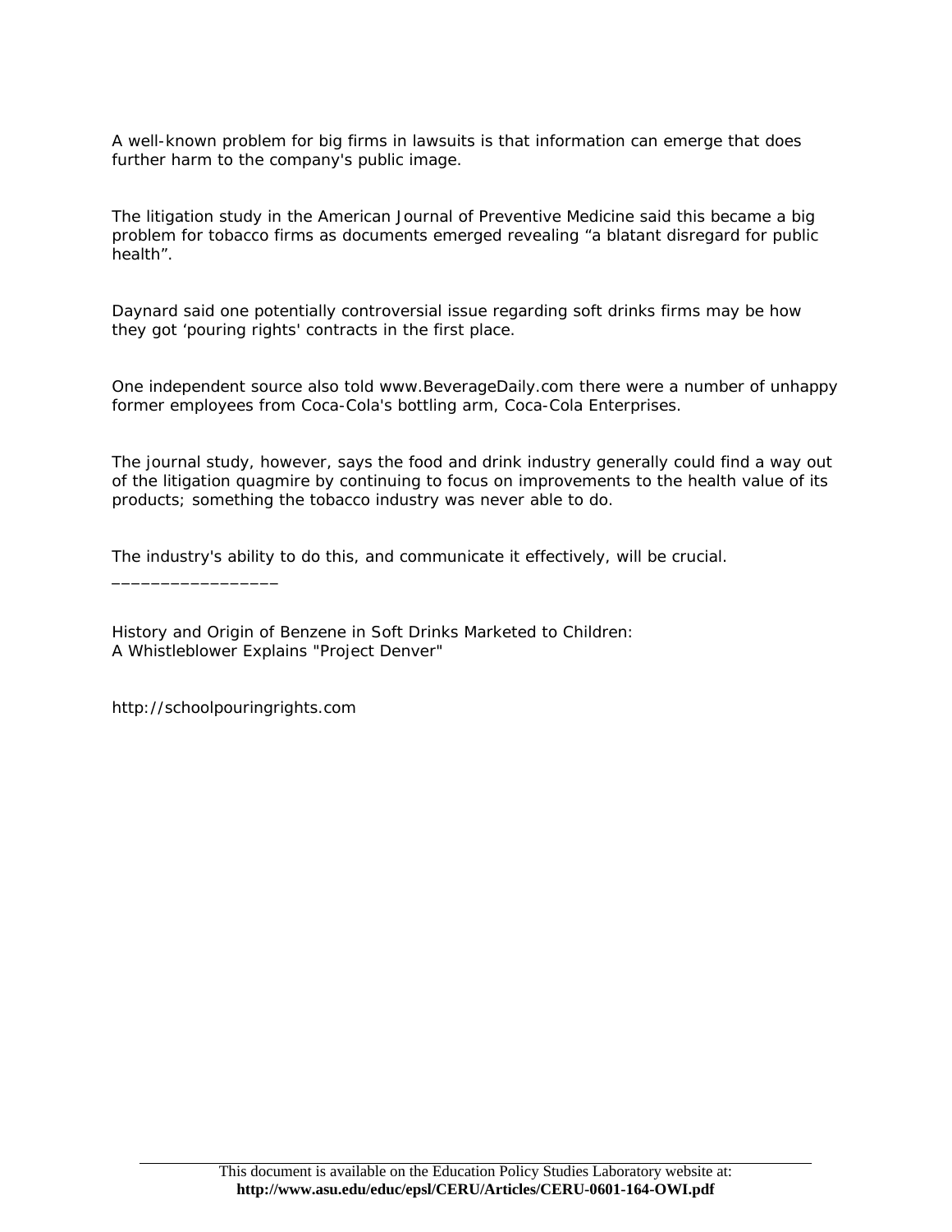A well-known problem for big firms in lawsuits is that information can emerge that does further harm to the company's public image.

The litigation study in the American Journal of Preventive Medicine said this became a big problem for tobacco firms as documents emerged revealing "a blatant disregard for public health".

Daynard said one potentially controversial issue regarding soft drinks firms may be how they got 'pouring rights' contracts in the first place.

One independent source also told www.BeverageDaily.com there were a number of unhappy former employees from Coca-Cola's bottling arm, Coca-Cola Enterprises.

The journal study, however, says the food and drink industry generally could find a way out of the litigation quagmire by continuing to focus on improvements to the health value of its products; something the tobacco industry was never able to do.

The industry's ability to do this, and communicate it effectively, will be crucial.

_________________

History and Origin of Benzene in Soft Drinks Marketed to Children:
A Whistleblower Explains "Project Denver"

http://schoolpouringrights.com

This document is available on the Education Policy Studies Laboratory website at:
**http://www.asu.edu/educ/epsl/CERU/Articles/CERU-0601-164-OWI.pdf**